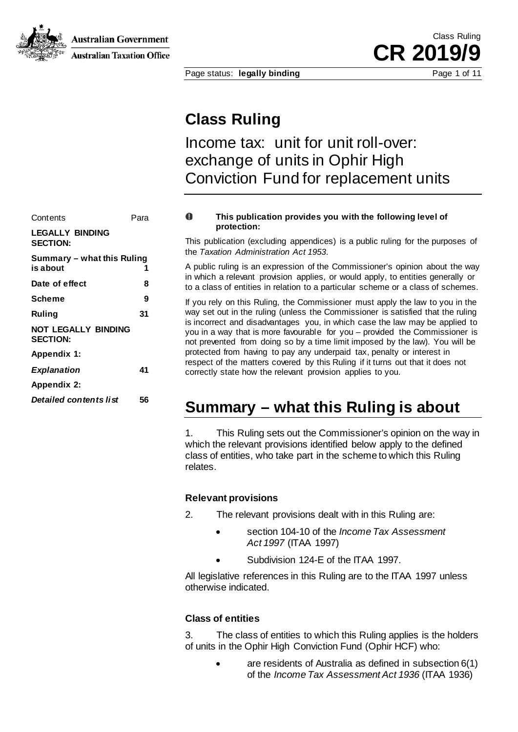Australian Government

Australian Taxation Office

Class Ruling

**CR 2019/9**

Page status: **legally binding**

# Class Ruling

## Income tax: unit for unit roll-over: exchange of units in Ophir High Conviction Fund for replacement units

| Contents | Para |
|---|---|
| **LEGALLY BINDING SECTION:** | |
| **Summary – what this Ruling is about** | **1** |
| **Date of effect** | **8** |
| **Scheme** | **9** |
| **Ruling** | **31** |
| **NOT LEGALLY BINDING SECTION:** | |
| **Appendix 1:** | |
| ***Explanation*** | **41** |
| **Appendix 2:** | |
| ***Detailed contents list*** | **56** |

**This publication provides you with the following level of protection:**

This publication (excluding appendices) is a public ruling for the purposes of the *Taxation Administration Act 1953*.

A public ruling is an expression of the Commissioner's opinion about the way in which a relevant provision applies, or would apply, to entities generally or to a class of entities in relation to a particular scheme or a class of schemes.

If you rely on this Ruling, the Commissioner must apply the law to you in the way set out in the ruling (unless the Commissioner is satisfied that the ruling is incorrect and disadvantages you, in which case the law may be applied to you in a way that is more favourable for you – provided the Commissioner is not prevented from doing so by a time limit imposed by the law). You will be protected from having to pay any underpaid tax, penalty or interest in respect of the matters covered by this Ruling if it turns out that it does not correctly state how the relevant provision applies to you.

# Summary – what this Ruling is about

1. This Ruling sets out the Commissioner's opinion on the way in which the relevant provisions identified below apply to the defined class of entities, who take part in the scheme to which this Ruling relates.

### Relevant provisions

2. The relevant provisions dealt with in this Ruling are:

- section 104-10 of the *Income Tax Assessment Act 1997* (ITAA 1997)
- Subdivision 124-E of the ITAA 1997.

All legislative references in this Ruling are to the ITAA 1997 unless otherwise indicated.

### Class of entities

3. The class of entities to which this Ruling applies is the holders of units in the Ophir High Conviction Fund (Ophir HCF) who:

- are residents of Australia as defined in subsection 6(1) of the *Income Tax Assessment Act 1936* (ITAA 1936)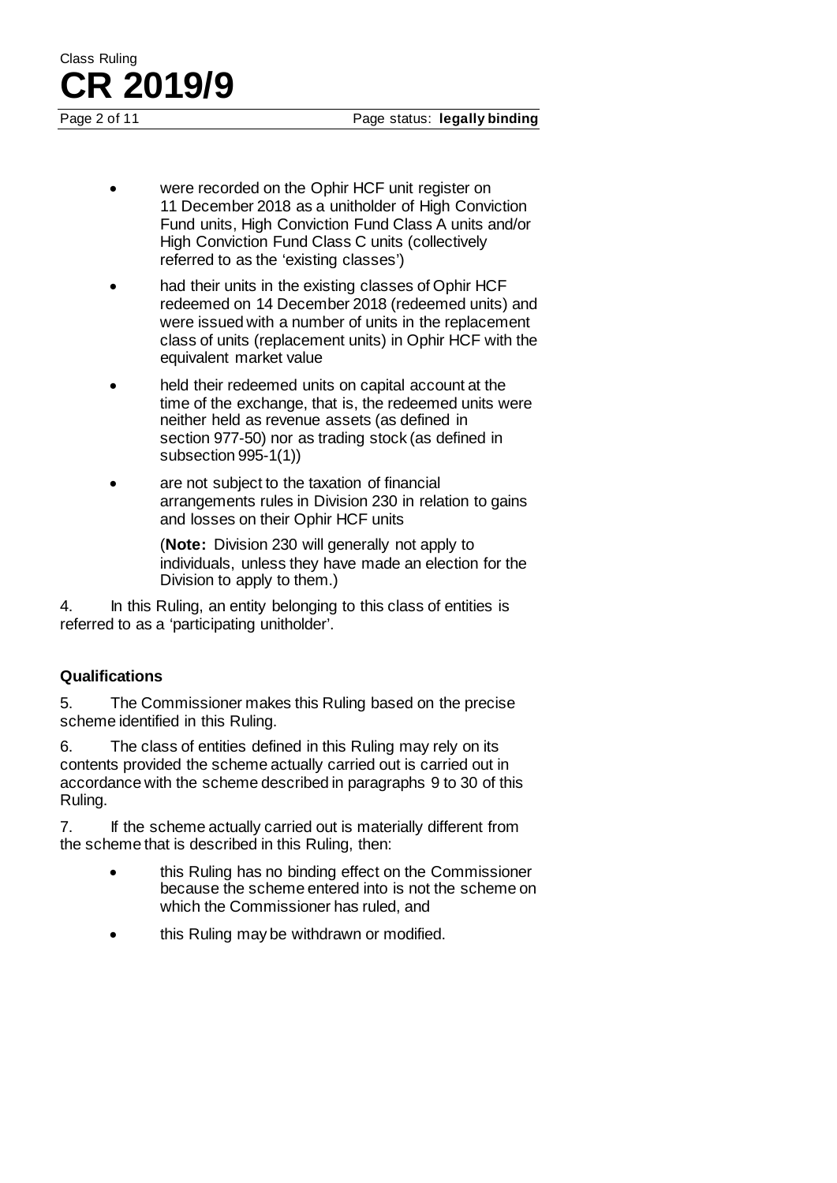- were recorded on the Ophir HCF unit register on 11 December 2018 as a unitholder of High Conviction Fund units, High Conviction Fund Class A units and/or High Conviction Fund Class C units (collectively referred to as the 'existing classes')
- had their units in the existing classes of Ophir HCF redeemed on 14 December 2018 (redeemed units) and were issued with a number of units in the replacement class of units (replacement units) in Ophir HCF with the equivalent market value
- held their redeemed units on capital account at the time of the exchange, that is, the redeemed units were neither held as revenue assets (as defined in section 977-50) nor as trading stock (as defined in subsection 995-1(1))
- are not subject to the taxation of financial arrangements rules in Division 230 in relation to gains and losses on their Ophir HCF units

  (**Note:** Division 230 will generally not apply to individuals, unless they have made an election for the Division to apply to them.)

4. In this Ruling, an entity belonging to this class of entities is referred to as a 'participating unitholder'.

### Qualifications

5. The Commissioner makes this Ruling based on the precise scheme identified in this Ruling.

6. The class of entities defined in this Ruling may rely on its contents provided the scheme actually carried out is carried out in accordance with the scheme described in paragraphs 9 to 30 of this Ruling.

7. If the scheme actually carried out is materially different from the scheme that is described in this Ruling, then:

- this Ruling has no binding effect on the Commissioner because the scheme entered into is not the scheme on which the Commissioner has ruled, and
- this Ruling may be withdrawn or modified.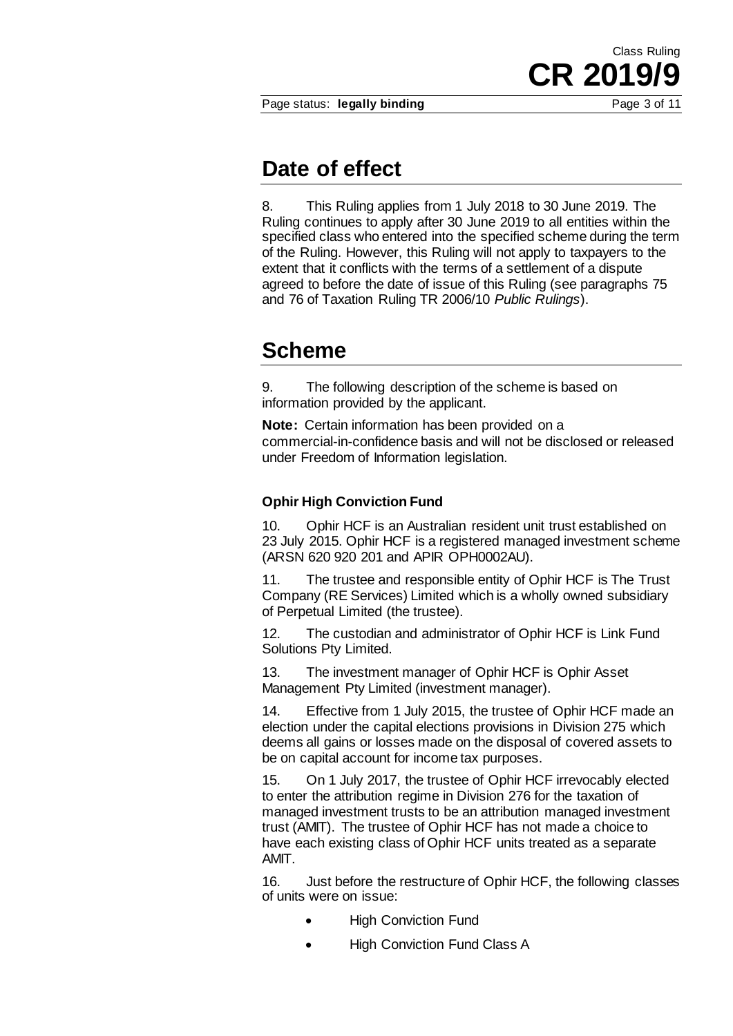## Date of effect

8. This Ruling applies from 1 July 2018 to 30 June 2019. The Ruling continues to apply after 30 June 2019 to all entities within the specified class who entered into the specified scheme during the term of the Ruling. However, this Ruling will not apply to taxpayers to the extent that it conflicts with the terms of a settlement of a dispute agreed to before the date of issue of this Ruling (see paragraphs 75 and 76 of Taxation Ruling TR 2006/10 *Public Rulings*).

## Scheme

9. The following description of the scheme is based on information provided by the applicant.

**Note:** Certain information has been provided on a commercial-in-confidence basis and will not be disclosed or released under Freedom of Information legislation.

### Ophir High Conviction Fund

10. Ophir HCF is an Australian resident unit trust established on 23 July 2015. Ophir HCF is a registered managed investment scheme (ARSN 620 920 201 and APIR OPH0002AU).

11. The trustee and responsible entity of Ophir HCF is The Trust Company (RE Services) Limited which is a wholly owned subsidiary of Perpetual Limited (the trustee).

12. The custodian and administrator of Ophir HCF is Link Fund Solutions Pty Limited.

13. The investment manager of Ophir HCF is Ophir Asset Management Pty Limited (investment manager).

14. Effective from 1 July 2015, the trustee of Ophir HCF made an election under the capital elections provisions in Division 275 which deems all gains or losses made on the disposal of covered assets to be on capital account for income tax purposes.

15. On 1 July 2017, the trustee of Ophir HCF irrevocably elected to enter the attribution regime in Division 276 for the taxation of managed investment trusts to be an attribution managed investment trust (AMIT). The trustee of Ophir HCF has not made a choice to have each existing class of Ophir HCF units treated as a separate AMIT.

16. Just before the restructure of Ophir HCF, the following classes of units were on issue:

- High Conviction Fund
- High Conviction Fund Class A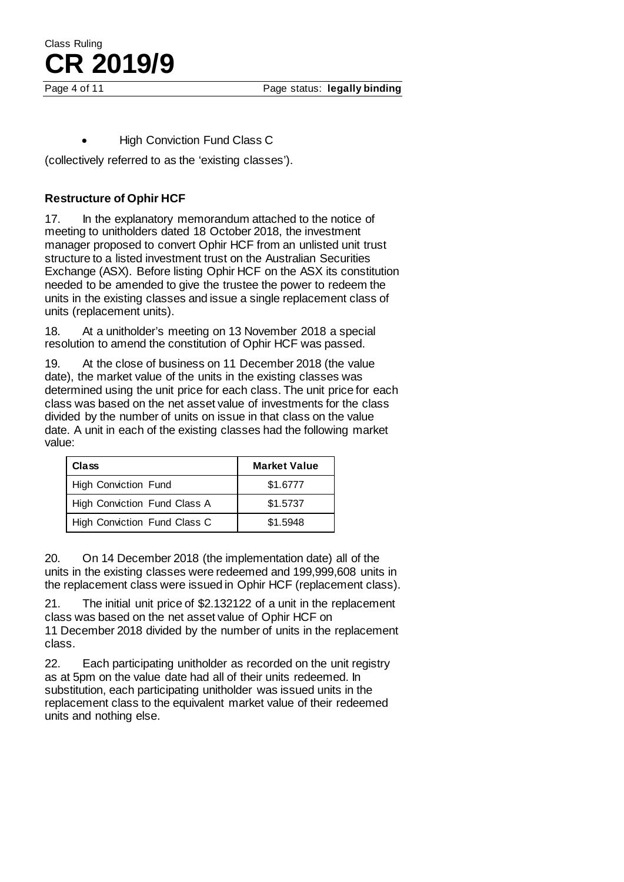- High Conviction Fund Class C

(collectively referred to as the 'existing classes').

### Restructure of Ophir HCF

17. In the explanatory memorandum attached to the notice of meeting to unitholders dated 18 October 2018, the investment manager proposed to convert Ophir HCF from an unlisted unit trust structure to a listed investment trust on the Australian Securities Exchange (ASX). Before listing Ophir HCF on the ASX its constitution needed to be amended to give the trustee the power to redeem the units in the existing classes and issue a single replacement class of units (replacement units).

18. At a unitholder's meeting on 13 November 2018 a special resolution to amend the constitution of Ophir HCF was passed.

19. At the close of business on 11 December 2018 (the value date), the market value of the units in the existing classes was determined using the unit price for each class. The unit price for each class was based on the net asset value of investments for the class divided by the number of units on issue in that class on the value date. A unit in each of the existing classes had the following market value:

| Class | Market Value |
|---|---|
| High Conviction Fund | $1.6777 |
| High Conviction Fund Class A | $1.5737 |
| High Conviction Fund Class C | $1.5948 |

20. On 14 December 2018 (the implementation date) all of the units in the existing classes were redeemed and 199,999,608 units in the replacement class were issued in Ophir HCF (replacement class).

21. The initial unit price of $2.132122 of a unit in the replacement class was based on the net asset value of Ophir HCF on 11 December 2018 divided by the number of units in the replacement class.

22. Each participating unitholder as recorded on the unit registry as at 5pm on the value date had all of their units redeemed. In substitution, each participating unitholder was issued units in the replacement class to the equivalent market value of their redeemed units and nothing else.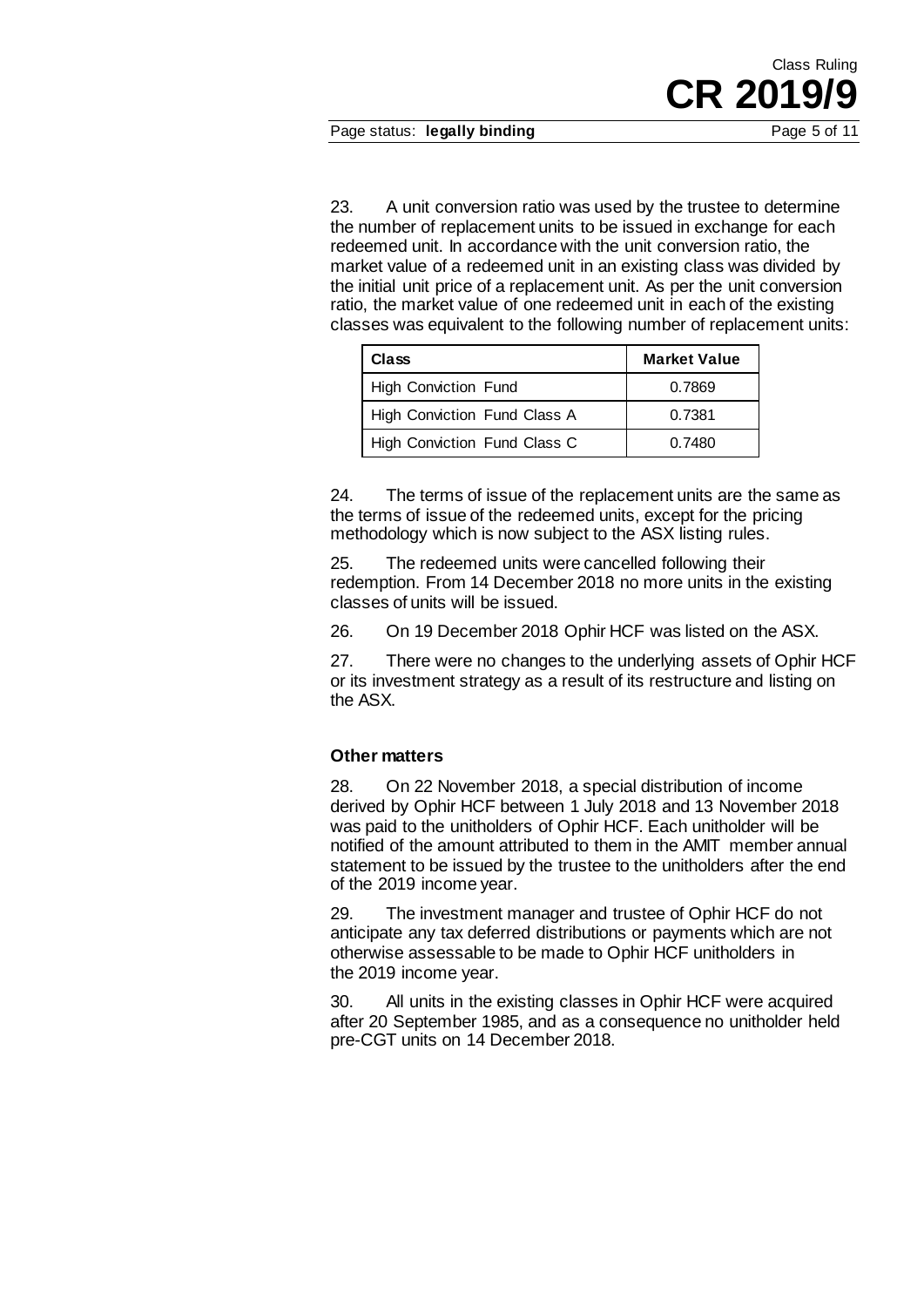23. A unit conversion ratio was used by the trustee to determine the number of replacement units to be issued in exchange for each redeemed unit. In accordance with the unit conversion ratio, the market value of a redeemed unit in an existing class was divided by the initial unit price of a replacement unit. As per the unit conversion ratio, the market value of one redeemed unit in each of the existing classes was equivalent to the following number of replacement units:

| Class | Market Value |
|---|---|
| High Conviction Fund | 0.7869 |
| High Conviction Fund Class A | 0.7381 |
| High Conviction Fund Class C | 0.7480 |

24. The terms of issue of the replacement units are the same as the terms of issue of the redeemed units, except for the pricing methodology which is now subject to the ASX listing rules.

25. The redeemed units were cancelled following their redemption. From 14 December 2018 no more units in the existing classes of units will be issued.

26. On 19 December 2018 Ophir HCF was listed on the ASX.

27. There were no changes to the underlying assets of Ophir HCF or its investment strategy as a result of its restructure and listing on the ASX.

### Other matters

28. On 22 November 2018, a special distribution of income derived by Ophir HCF between 1 July 2018 and 13 November 2018 was paid to the unitholders of Ophir HCF. Each unitholder will be notified of the amount attributed to them in the AMIT member annual statement to be issued by the trustee to the unitholders after the end of the 2019 income year.

29. The investment manager and trustee of Ophir HCF do not anticipate any tax deferred distributions or payments which are not otherwise assessable to be made to Ophir HCF unitholders in the 2019 income year.

30. All units in the existing classes in Ophir HCF were acquired after 20 September 1985, and as a consequence no unitholder held pre-CGT units on 14 December 2018.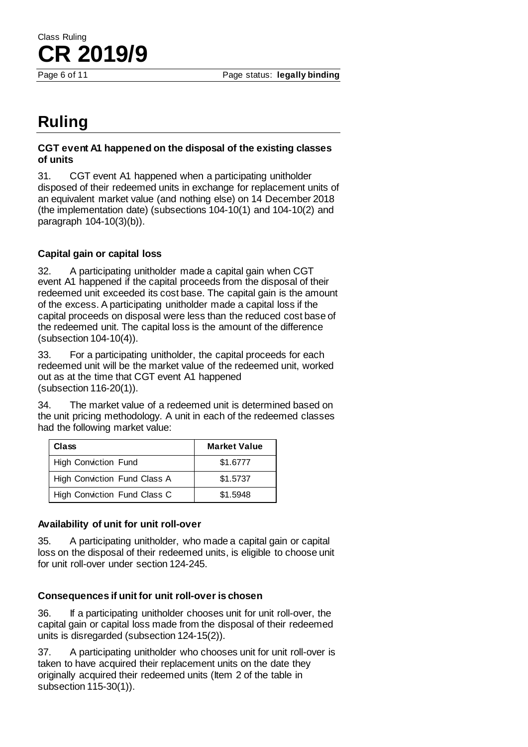# Ruling

### CGT event A1 happened on the disposal of the existing classes of units

31. CGT event A1 happened when a participating unitholder disposed of their redeemed units in exchange for replacement units of an equivalent market value (and nothing else) on 14 December 2018 (the implementation date) (subsections 104-10(1) and 104-10(2) and paragraph 104-10(3)(b)).

### Capital gain or capital loss

32. A participating unitholder made a capital gain when CGT event A1 happened if the capital proceeds from the disposal of their redeemed unit exceeded its cost base. The capital gain is the amount of the excess. A participating unitholder made a capital loss if the capital proceeds on disposal were less than the reduced cost base of the redeemed unit. The capital loss is the amount of the difference (subsection 104-10(4)).

33. For a participating unitholder, the capital proceeds for each redeemed unit will be the market value of the redeemed unit, worked out as at the time that CGT event A1 happened (subsection 116-20(1)).

34. The market value of a redeemed unit is determined based on the unit pricing methodology. A unit in each of the redeemed classes had the following market value:

| Class | Market Value |
|---|---|
| High Conviction Fund | $1.6777 |
| High Conviction Fund Class A | $1.5737 |
| High Conviction Fund Class C | $1.5948 |

### Availability of unit for unit roll-over

35. A participating unitholder, who made a capital gain or capital loss on the disposal of their redeemed units, is eligible to choose unit for unit roll-over under section 124-245.

### Consequences if unit for unit roll-over is chosen

36. If a participating unitholder chooses unit for unit roll-over, the capital gain or capital loss made from the disposal of their redeemed units is disregarded (subsection 124-15(2)).

37. A participating unitholder who chooses unit for unit roll-over is taken to have acquired their replacement units on the date they originally acquired their redeemed units (Item 2 of the table in subsection 115-30(1)).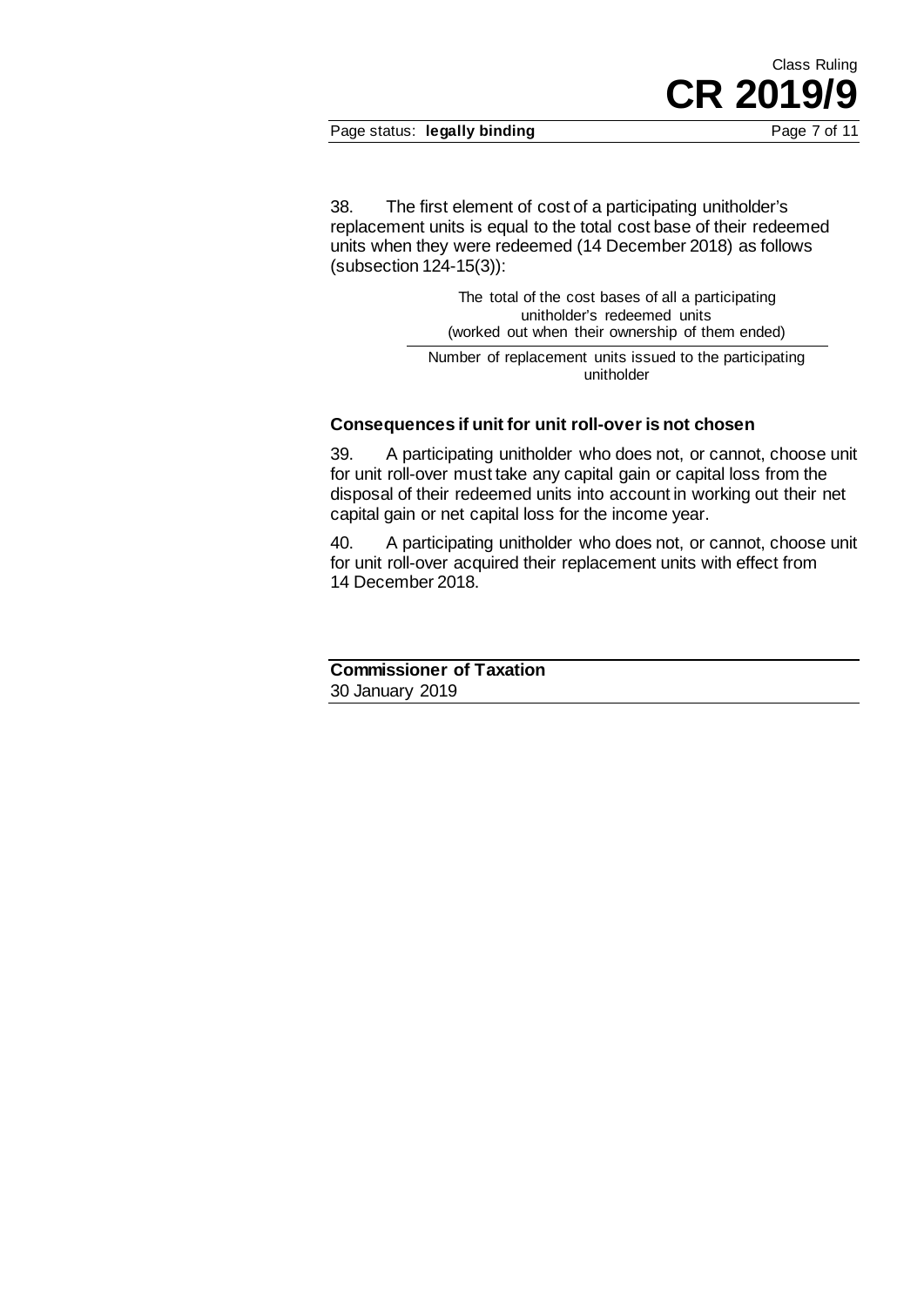38. The first element of cost of a participating unitholder's replacement units is equal to the total cost base of their redeemed units when they were redeemed (14 December 2018) as follows (subsection 124-15(3)):

$$\frac{\text{The total of the cost bases of all a participating unitholder's redeemed units (worked out when their ownership of them ended)}}{\text{Number of replacement units issued to the participating unitholder}}$$

### Consequences if unit for unit roll-over is not chosen

39. A participating unitholder who does not, or cannot, choose unit for unit roll-over must take any capital gain or capital loss from the disposal of their redeemed units into account in working out their net capital gain or net capital loss for the income year.

40. A participating unitholder who does not, or cannot, choose unit for unit roll-over acquired their replacement units with effect from 14 December 2018.

**Commissioner of Taxation**
30 January 2019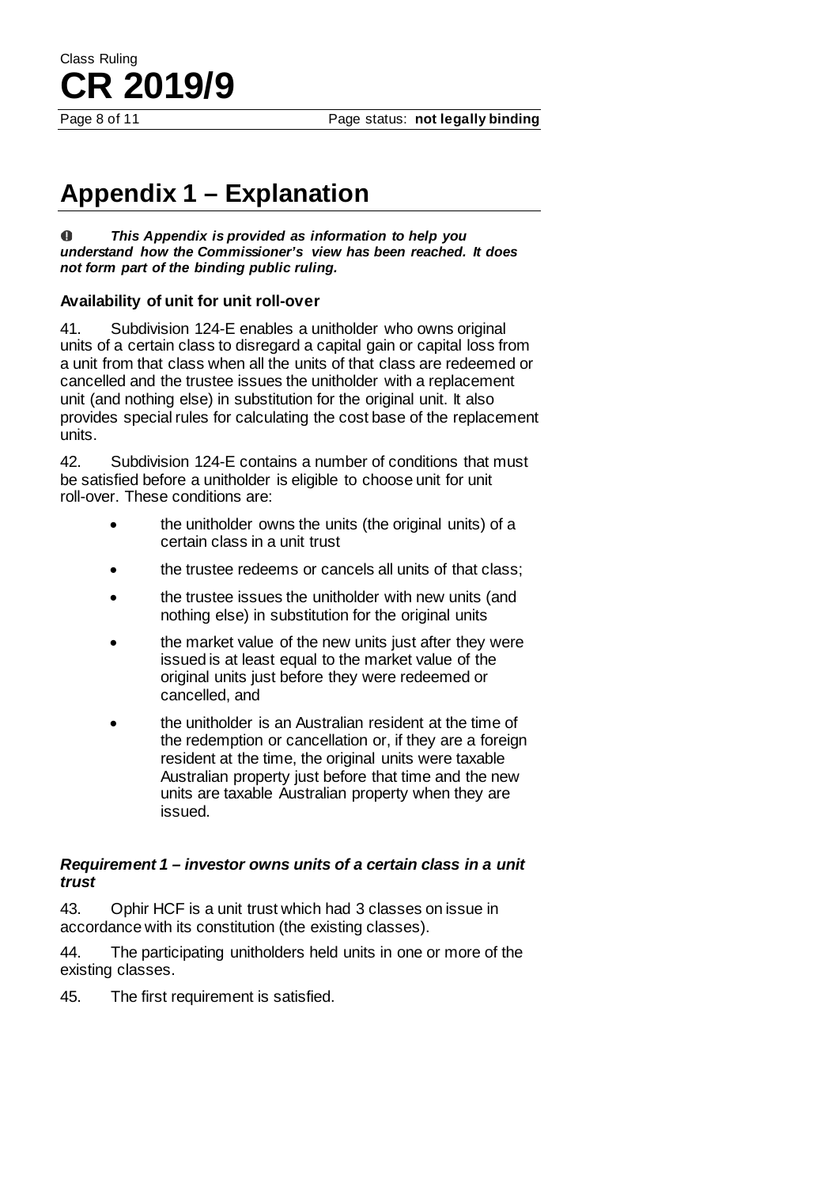## Appendix 1 – Explanation

***This Appendix is provided as information to help you understand how the Commissioner's view has been reached. It does not form part of the binding public ruling.***

### Availability of unit for unit roll-over

41. Subdivision 124-E enables a unitholder who owns original units of a certain class to disregard a capital gain or capital loss from a unit from that class when all the units of that class are redeemed or cancelled and the trustee issues the unitholder with a replacement unit (and nothing else) in substitution for the original unit. It also provides special rules for calculating the cost base of the replacement units.

42. Subdivision 124-E contains a number of conditions that must be satisfied before a unitholder is eligible to choose unit for unit roll-over. These conditions are:

- the unitholder owns the units (the original units) of a certain class in a unit trust
- the trustee redeems or cancels all units of that class;
- the trustee issues the unitholder with new units (and nothing else) in substitution for the original units
- the market value of the new units just after they were issued is at least equal to the market value of the original units just before they were redeemed or cancelled, and
- the unitholder is an Australian resident at the time of the redemption or cancellation or, if they are a foreign resident at the time, the original units were taxable Australian property just before that time and the new units are taxable Australian property when they are issued.

#### *Requirement 1 – investor owns units of a certain class in a unit trust*

43. Ophir HCF is a unit trust which had 3 classes on issue in accordance with its constitution (the existing classes).

44. The participating unitholders held units in one or more of the existing classes.

45. The first requirement is satisfied.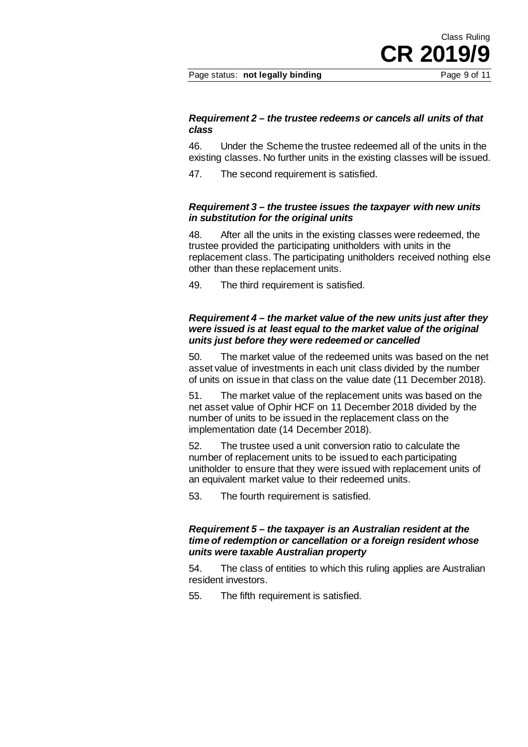***Requirement 2 – the trustee redeems or cancels all units of that class***

46. Under the Scheme the trustee redeemed all of the units in the existing classes. No further units in the existing classes will be issued.

47. The second requirement is satisfied.

***Requirement 3 – the trustee issues the taxpayer with new units in substitution for the original units***

48. After all the units in the existing classes were redeemed, the trustee provided the participating unitholders with units in the replacement class. The participating unitholders received nothing else other than these replacement units.

49. The third requirement is satisfied.

***Requirement 4 – the market value of the new units just after they were issued is at least equal to the market value of the original units just before they were redeemed or cancelled***

50. The market value of the redeemed units was based on the net asset value of investments in each unit class divided by the number of units on issue in that class on the value date (11 December 2018).

51. The market value of the replacement units was based on the net asset value of Ophir HCF on 11 December 2018 divided by the number of units to be issued in the replacement class on the implementation date (14 December 2018).

52. The trustee used a unit conversion ratio to calculate the number of replacement units to be issued to each participating unitholder to ensure that they were issued with replacement units of an equivalent market value to their redeemed units.

53. The fourth requirement is satisfied.

***Requirement 5 – the taxpayer is an Australian resident at the time of redemption or cancellation or a foreign resident whose units were taxable Australian property***

54. The class of entities to which this ruling applies are Australian resident investors.

55. The fifth requirement is satisfied.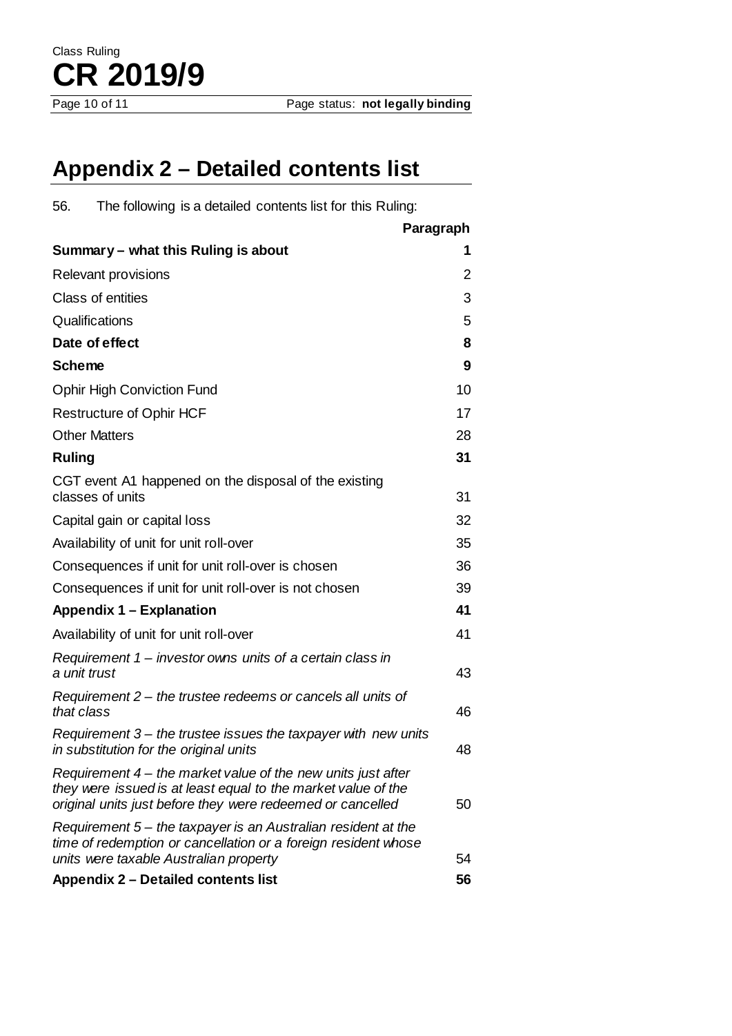## Appendix 2 – Detailed contents list

56. The following is a detailed contents list for this Ruling:

| | Paragraph |
|---|---|
| **Summary – what this Ruling is about** | **1** |
| Relevant provisions | 2 |
| Class of entities | 3 |
| Qualifications | 5 |
| **Date of effect** | **8** |
| **Scheme** | **9** |
| Ophir High Conviction Fund | 10 |
| Restructure of Ophir HCF | 17 |
| Other Matters | 28 |
| **Ruling** | **31** |
| CGT event A1 happened on the disposal of the existing classes of units | 31 |
| Capital gain or capital loss | 32 |
| Availability of unit for unit roll-over | 35 |
| Consequences if unit for unit roll-over is chosen | 36 |
| Consequences if unit for unit roll-over is not chosen | 39 |
| **Appendix 1 – Explanation** | **41** |
| Availability of unit for unit roll-over | 41 |
| *Requirement 1 – investor owns units of a certain class in a unit trust* | 43 |
| *Requirement 2 – the trustee redeems or cancels all units of that class* | 46 |
| *Requirement 3 – the trustee issues the taxpayer with new units in substitution for the original units* | 48 |
| *Requirement 4 – the market value of the new units just after they were issued is at least equal to the market value of the original units just before they were redeemed or cancelled* | 50 |
| *Requirement 5 – the taxpayer is an Australian resident at the time of redemption or cancellation or a foreign resident whose units were taxable Australian property* | 54 |
| **Appendix 2 – Detailed contents list** | **56** |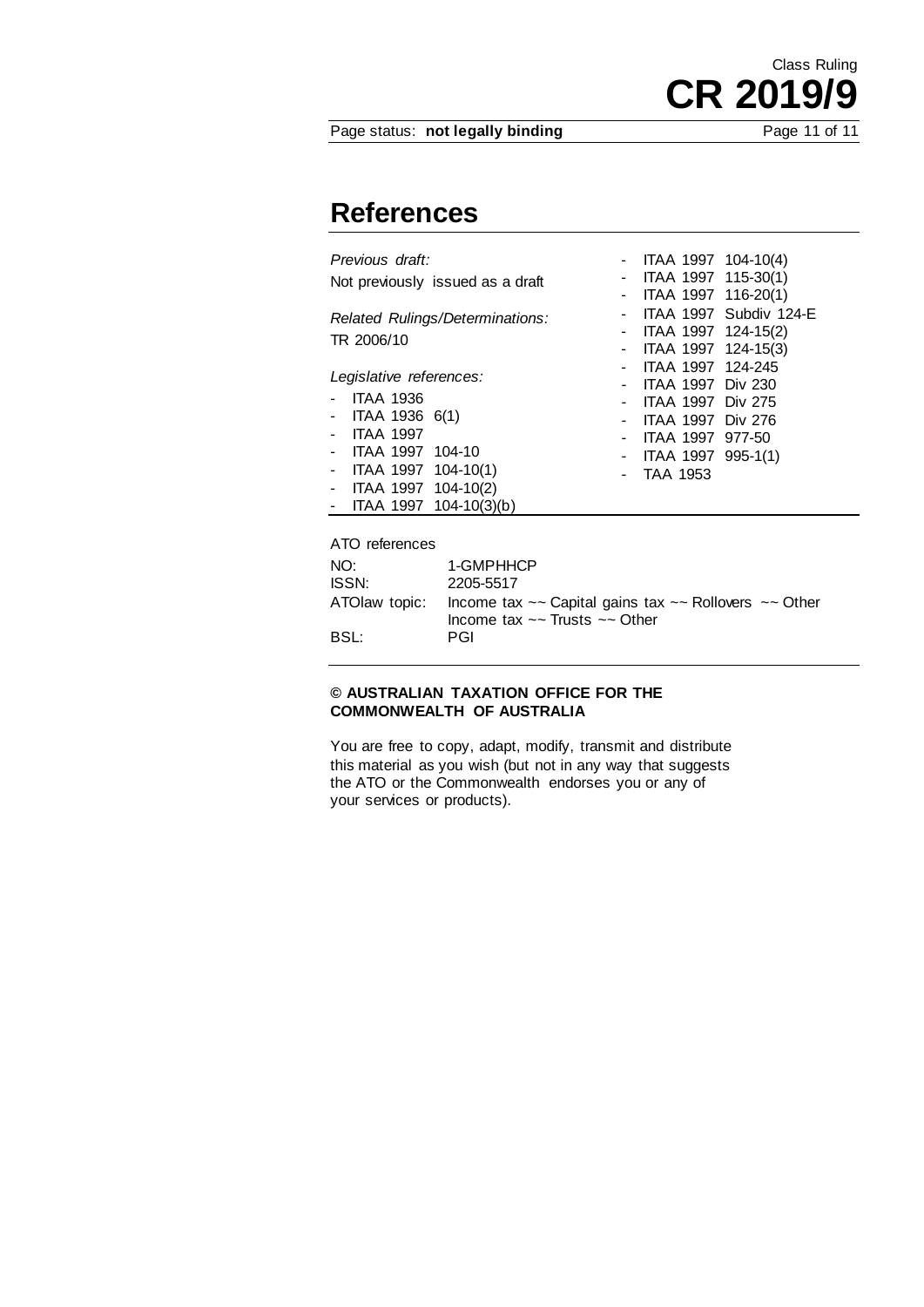## References

*Previous draft:*

Not previously issued as a draft

*Related Rulings/Determinations:*

TR 2006/10

*Legislative references:*

- ITAA 1936
- ITAA 1936 6(1)
- ITAA 1997
- ITAA 1997 104-10
- ITAA 1997 104-10(1)
- ITAA 1997 104-10(2)
- ITAA 1997 104-10(3)(b)
- ITAA 1997 104-10(4)
- ITAA 1997 115-30(1)
- ITAA 1997 116-20(1)
- ITAA 1997 Subdiv 124-E
- ITAA 1997 124-15(2)
- ITAA 1997 124-15(3)
- ITAA 1997 124-245
- ITAA 1997 Div 230
- ITAA 1997 Div 275
- ITAA 1997 Div 276
- ITAA 1997 977-50
- ITAA 1997 995-1(1)
- TAA 1953

ATO references

| | |
|---|---|
| NO: | 1-GMPHHCP |
| ISSN: | 2205-5517 |
| ATOlaw topic: | Income tax ~~ Capital gains tax ~~ Rollovers ~~ Other<br>Income tax ~~ Trusts ~~ Other |
| BSL: | PGI |

**© AUSTRALIAN TAXATION OFFICE FOR THE COMMONWEALTH OF AUSTRALIA**

You are free to copy, adapt, modify, transmit and distribute this material as you wish (but not in any way that suggests the ATO or the Commonwealth endorses you or any of your services or products).